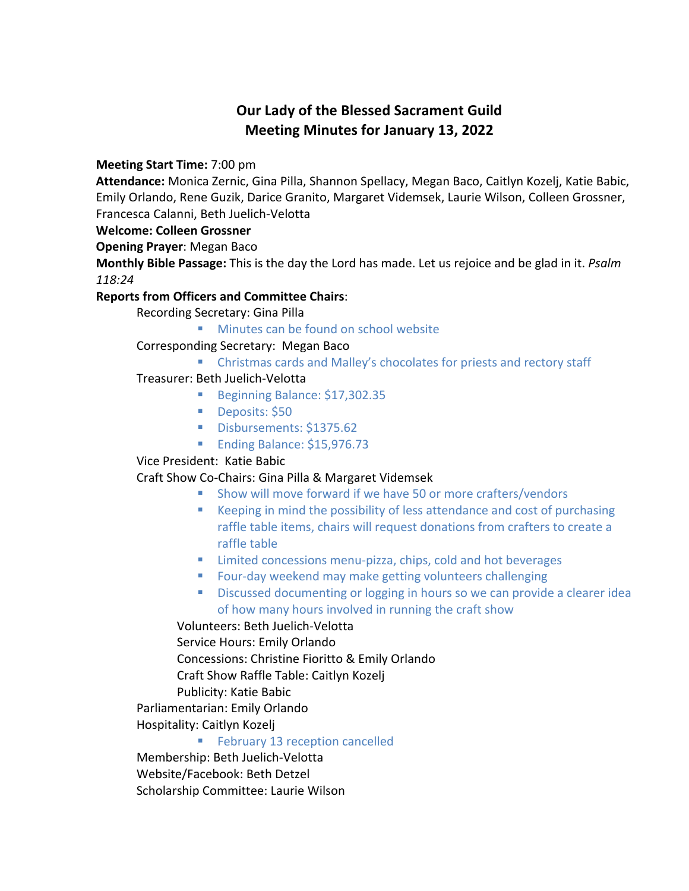# Our Lady of the Blessed Sacrament Guild
## Meeting Minutes for January 13, 2022

**Meeting Start Time:** 7:00 pm

**Attendance:** Monica Zernic, Gina Pilla, Shannon Spellacy, Megan Baco, Caitlyn Kozelj, Katie Babic, Emily Orlando, Rene Guzik, Darice Granito, Margaret Videmsek, Laurie Wilson, Colleen Grossner, Francesca Calanni, Beth Juelich-Velotta

**Welcome: Colleen Grossner**

**Opening Prayer**: Megan Baco

**Monthly Bible Passage:** This is the day the Lord has made. Let us rejoice and be glad in it. *Psalm 118:24*

**Reports from Officers and Committee Chairs**:

Recording Secretary: Gina Pilla

- Minutes can be found on school website

Corresponding Secretary: Megan Baco

- Christmas cards and Malley's chocolates for priests and rectory staff

Treasurer: Beth Juelich-Velotta

- Beginning Balance: $17,302.35
- Deposits: $50
- Disbursements: $1375.62
- Ending Balance: $15,976.73

Vice President: Katie Babic

Craft Show Co-Chairs: Gina Pilla & Margaret Videmsek

- Show will move forward if we have 50 or more crafters/vendors
- Keeping in mind the possibility of less attendance and cost of purchasing raffle table items, chairs will request donations from crafters to create a raffle table
- Limited concessions menu-pizza, chips, cold and hot beverages
- Four-day weekend may make getting volunteers challenging
- Discussed documenting or logging in hours so we can provide a clearer idea of how many hours involved in running the craft show

Volunteers: Beth Juelich-Velotta

Service Hours: Emily Orlando

Concessions: Christine Fioritto & Emily Orlando

Craft Show Raffle Table: Caitlyn Kozelj

Publicity: Katie Babic

Parliamentarian: Emily Orlando

Hospitality: Caitlyn Kozelj

- February 13 reception cancelled

Membership: Beth Juelich-Velotta

Website/Facebook: Beth Detzel

Scholarship Committee: Laurie Wilson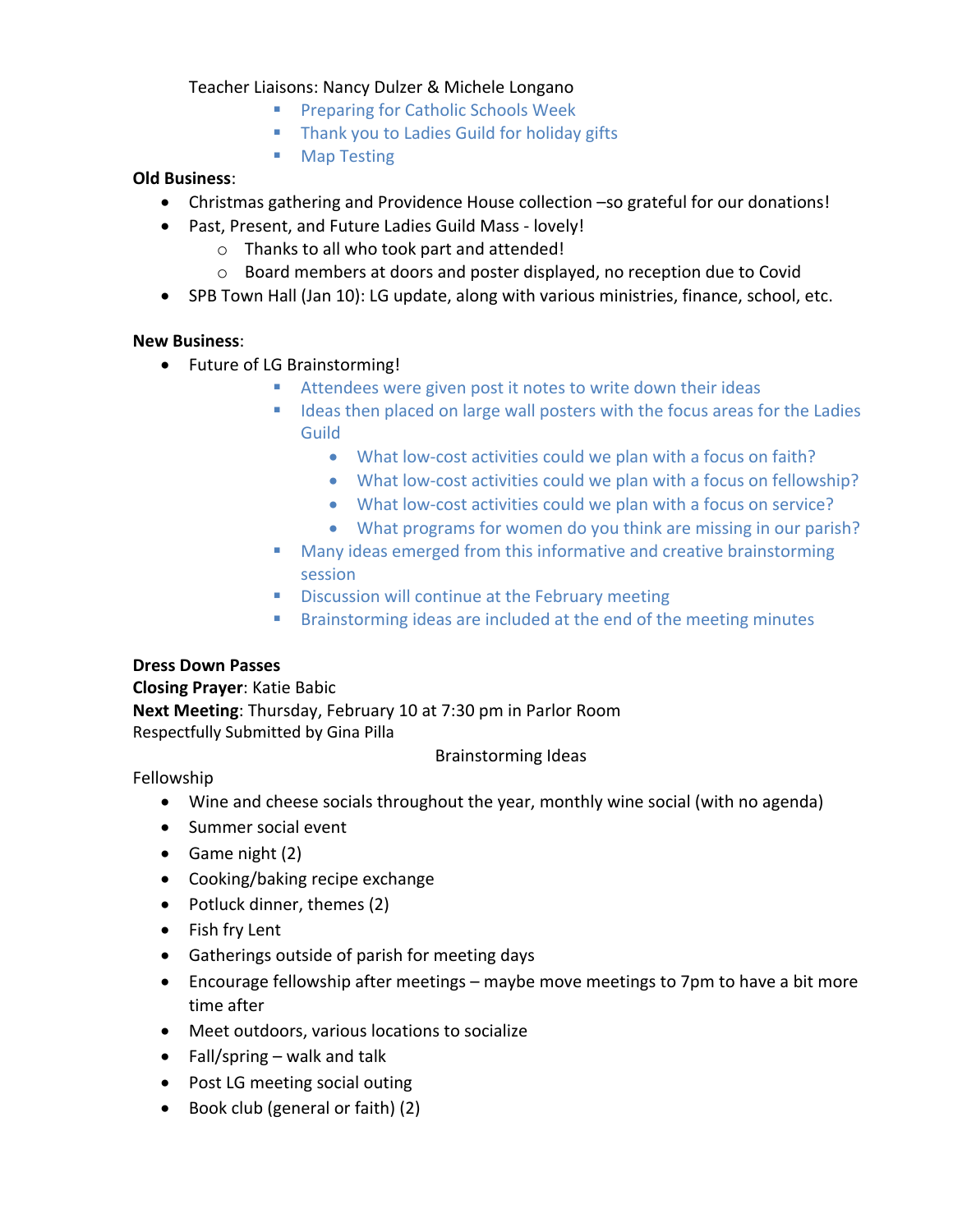Teacher Liaisons: Nancy Dulzer & Michele Longano

- Preparing for Catholic Schools Week
- Thank you to Ladies Guild for holiday gifts
- Map Testing

**Old Business**:

- Christmas gathering and Providence House collection –so grateful for our donations!
- Past, Present, and Future Ladies Guild Mass - lovely!
  - Thanks to all who took part and attended!
  - Board members at doors and poster displayed, no reception due to Covid
- SPB Town Hall (Jan 10): LG update, along with various ministries, finance, school, etc.

**New Business**:

- Future of LG Brainstorming!
  - Attendees were given post it notes to write down their ideas
  - Ideas then placed on large wall posters with the focus areas for the Ladies Guild
    - What low-cost activities could we plan with a focus on faith?
    - What low-cost activities could we plan with a focus on fellowship?
    - What low-cost activities could we plan with a focus on service?
    - What programs for women do you think are missing in our parish?
  - Many ideas emerged from this informative and creative brainstorming session
  - Discussion will continue at the February meeting
  - Brainstorming ideas are included at the end of the meeting minutes

**Dress Down Passes**

**Closing Prayer**: Katie Babic

**Next Meeting**: Thursday, February 10 at 7:30 pm in Parlor Room

Respectfully Submitted by Gina Pilla

## Brainstorming Ideas

Fellowship

- Wine and cheese socials throughout the year, monthly wine social (with no agenda)
- Summer social event
- Game night (2)
- Cooking/baking recipe exchange
- Potluck dinner, themes (2)
- Fish fry Lent
- Gatherings outside of parish for meeting days
- Encourage fellowship after meetings – maybe move meetings to 7pm to have a bit more time after
- Meet outdoors, various locations to socialize
- Fall/spring – walk and talk
- Post LG meeting social outing
- Book club (general or faith) (2)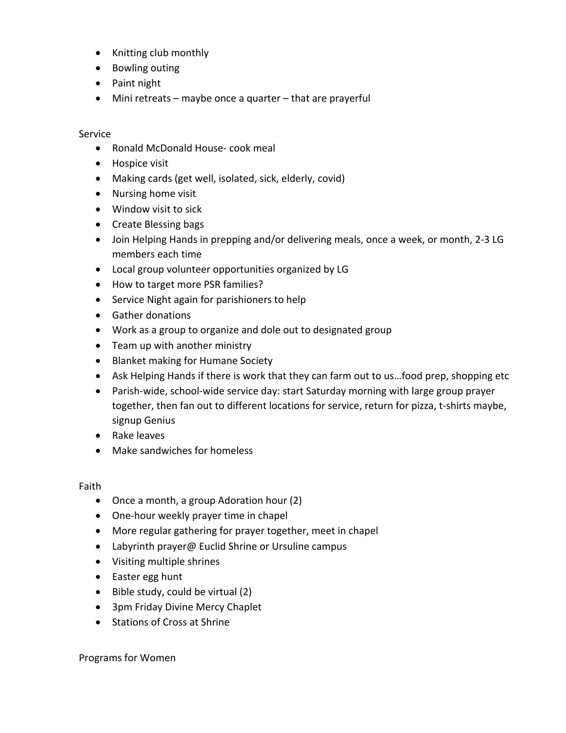- Knitting club monthly
- Bowling outing
- Paint night
- Mini retreats – maybe once a quarter – that are prayerful

Service

- Ronald McDonald House- cook meal
- Hospice visit
- Making cards (get well, isolated, sick, elderly, covid)
- Nursing home visit
- Window visit to sick
- Create Blessing bags
- Join Helping Hands in prepping and/or delivering meals, once a week, or month, 2-3 LG members each time
- Local group volunteer opportunities organized by LG
- How to target more PSR families?
- Service Night again for parishioners to help
- Gather donations
- Work as a group to organize and dole out to designated group
- Team up with another ministry
- Blanket making for Humane Society
- Ask Helping Hands if there is work that they can farm out to us…food prep, shopping etc
- Parish-wide, school-wide service day: start Saturday morning with large group prayer together, then fan out to different locations for service, return for pizza, t-shirts maybe, signup Genius
- Rake leaves
- Make sandwiches for homeless

Faith

- Once a month, a group Adoration hour (2)
- One-hour weekly prayer time in chapel
- More regular gathering for prayer together, meet in chapel
- Labyrinth prayer@ Euclid Shrine or Ursuline campus
- Visiting multiple shrines
- Easter egg hunt
- Bible study, could be virtual (2)
- 3pm Friday Divine Mercy Chaplet
- Stations of Cross at Shrine

Programs for Women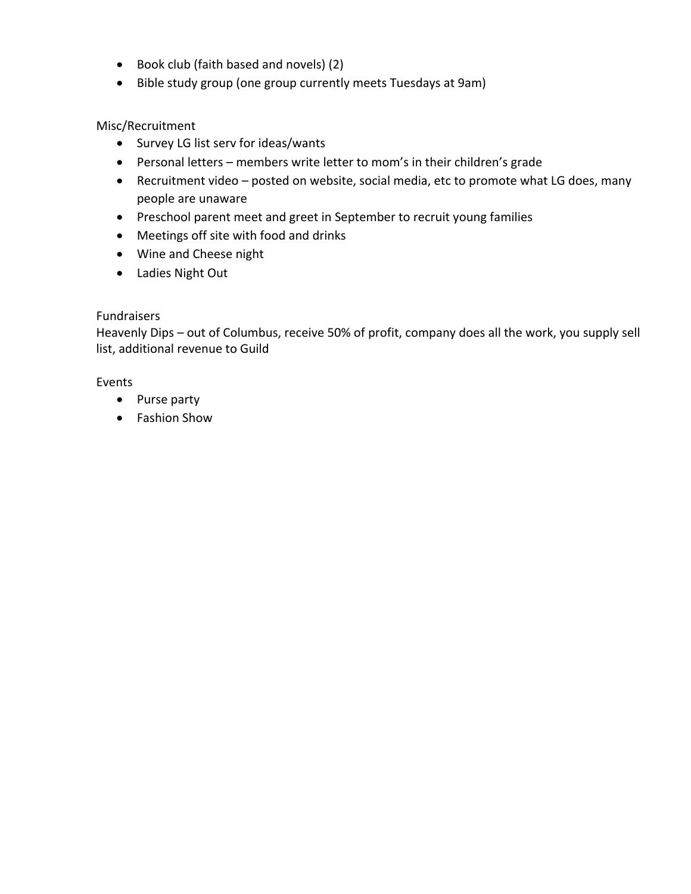- Book club (faith based and novels) (2)
- Bible study group (one group currently meets Tuesdays at 9am)

Misc/Recruitment

- Survey LG list serv for ideas/wants
- Personal letters – members write letter to mom's in their children's grade
- Recruitment video – posted on website, social media, etc to promote what LG does, many people are unaware
- Preschool parent meet and greet in September to recruit young families
- Meetings off site with food and drinks
- Wine and Cheese night
- Ladies Night Out

Fundraisers

Heavenly Dips – out of Columbus, receive 50% of profit, company does all the work, you supply sell list, additional revenue to Guild

Events

- Purse party
- Fashion Show